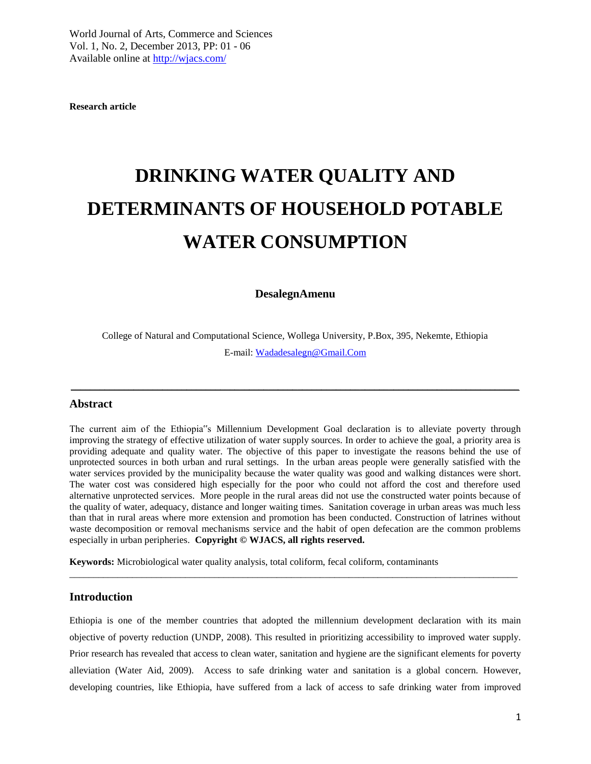**Research article**

# DRINKING WATER QUALITY AND DETERMINANTS OF HOUSEHOLD POTABLE WATER CONSUMPTION

**DesalegnAmenu**

College of Natural and Computational Science, Wollega University, P.Box, 395, Nekemte, Ethiopia

E-mail: Wadadesalegn@Gmail.Com

## Abstract

The current aim of the Ethiopia"s Millennium Development Goal declaration is to alleviate poverty through improving the strategy of effective utilization of water supply sources. In order to achieve the goal, a priority area is providing adequate and quality water. The objective of this paper to investigate the reasons behind the use of unprotected sources in both urban and rural settings. In the urban areas people were generally satisfied with the water services provided by the municipality because the water quality was good and walking distances were short. The water cost was considered high especially for the poor who could not afford the cost and therefore used alternative unprotected services. More people in the rural areas did not use the constructed water points because of the quality of water, adequacy, distance and longer waiting times. Sanitation coverage in urban areas was much less than that in rural areas where more extension and promotion has been conducted. Construction of latrines without waste decomposition or removal mechanisms service and the habit of open defecation are the common problems especially in urban peripheries. **Copyright © WJACS, all rights reserved.**

**Keywords:** Microbiological water quality analysis, total coliform, fecal coliform, contaminants

## Introduction

Ethiopia is one of the member countries that adopted the millennium development declaration with its main objective of poverty reduction (UNDP, 2008). This resulted in prioritizing accessibility to improved water supply. Prior research has revealed that access to clean water, sanitation and hygiene are the significant elements for poverty alleviation (Water Aid, 2009). Access to safe drinking water and sanitation is a global concern. However, developing countries, like Ethiopia, have suffered from a lack of access to safe drinking water from improved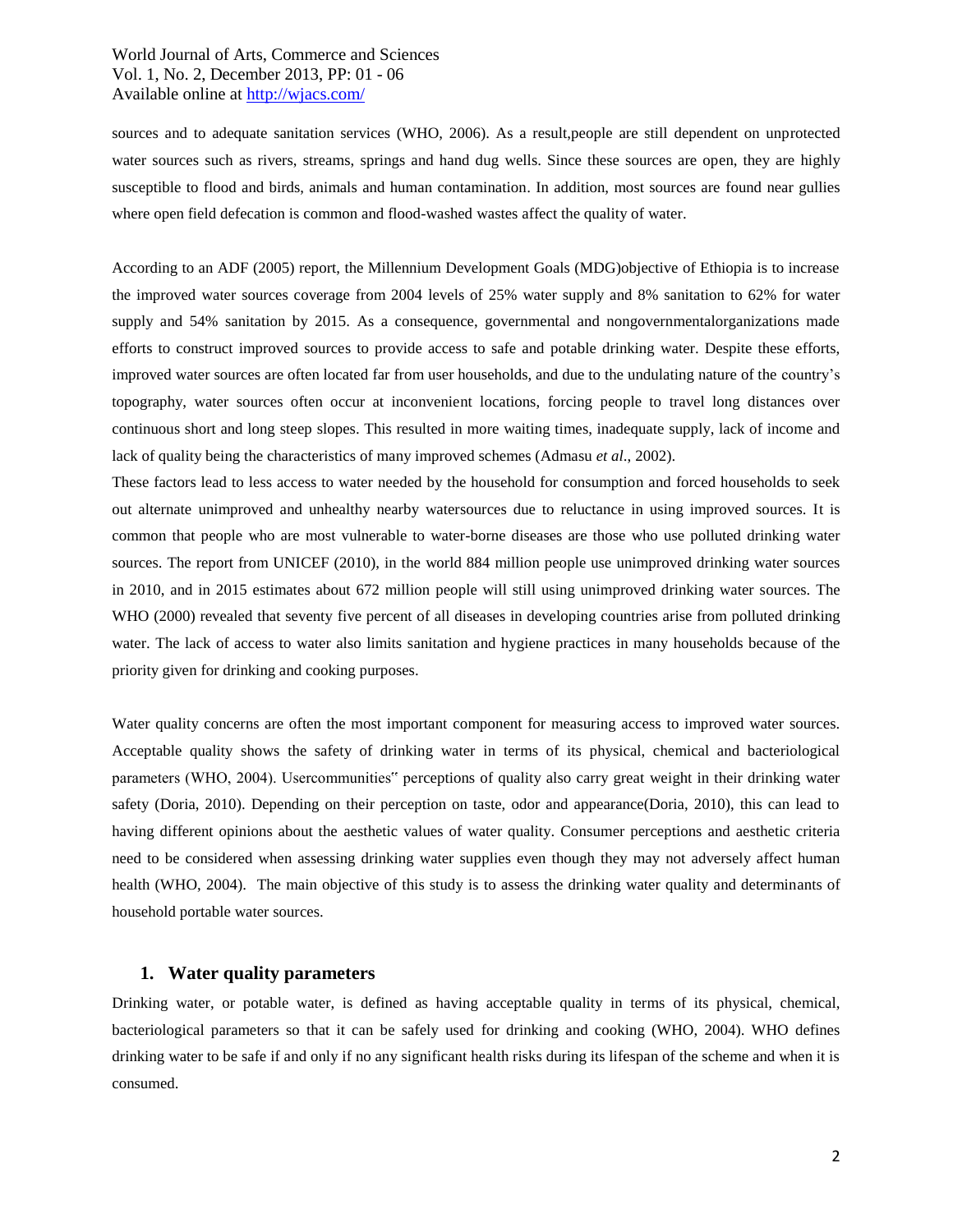sources and to adequate sanitation services (WHO, 2006). As a result,people are still dependent on unprotected water sources such as rivers, streams, springs and hand dug wells. Since these sources are open, they are highly susceptible to flood and birds, animals and human contamination. In addition, most sources are found near gullies where open field defecation is common and flood-washed wastes affect the quality of water.

According to an ADF (2005) report, the Millennium Development Goals (MDG)objective of Ethiopia is to increase the improved water sources coverage from 2004 levels of 25% water supply and 8% sanitation to 62% for water supply and 54% sanitation by 2015. As a consequence, governmental and nongovernmentalorganizations made efforts to construct improved sources to provide access to safe and potable drinking water. Despite these efforts, improved water sources are often located far from user households, and due to the undulating nature of the country's topography, water sources often occur at inconvenient locations, forcing people to travel long distances over continuous short and long steep slopes. This resulted in more waiting times, inadequate supply, lack of income and lack of quality being the characteristics of many improved schemes (Admasu *et al*., 2002).

These factors lead to less access to water needed by the household for consumption and forced households to seek out alternate unimproved and unhealthy nearby watersources due to reluctance in using improved sources. It is common that people who are most vulnerable to water-borne diseases are those who use polluted drinking water sources. The report from UNICEF (2010), in the world 884 million people use unimproved drinking water sources in 2010, and in 2015 estimates about 672 million people will still using unimproved drinking water sources. The WHO (2000) revealed that seventy five percent of all diseases in developing countries arise from polluted drinking water. The lack of access to water also limits sanitation and hygiene practices in many households because of the priority given for drinking and cooking purposes.

Water quality concerns are often the most important component for measuring access to improved water sources. Acceptable quality shows the safety of drinking water in terms of its physical, chemical and bacteriological parameters (WHO, 2004). Usercommunities" perceptions of quality also carry great weight in their drinking water safety (Doria, 2010). Depending on their perception on taste, odor and appearance(Doria, 2010), this can lead to having different opinions about the aesthetic values of water quality. Consumer perceptions and aesthetic criteria need to be considered when assessing drinking water supplies even though they may not adversely affect human health (WHO, 2004). The main objective of this study is to assess the drinking water quality and determinants of household portable water sources.

## 1. Water quality parameters

Drinking water, or potable water, is defined as having acceptable quality in terms of its physical, chemical, bacteriological parameters so that it can be safely used for drinking and cooking (WHO, 2004). WHO defines drinking water to be safe if and only if no any significant health risks during its lifespan of the scheme and when it is consumed.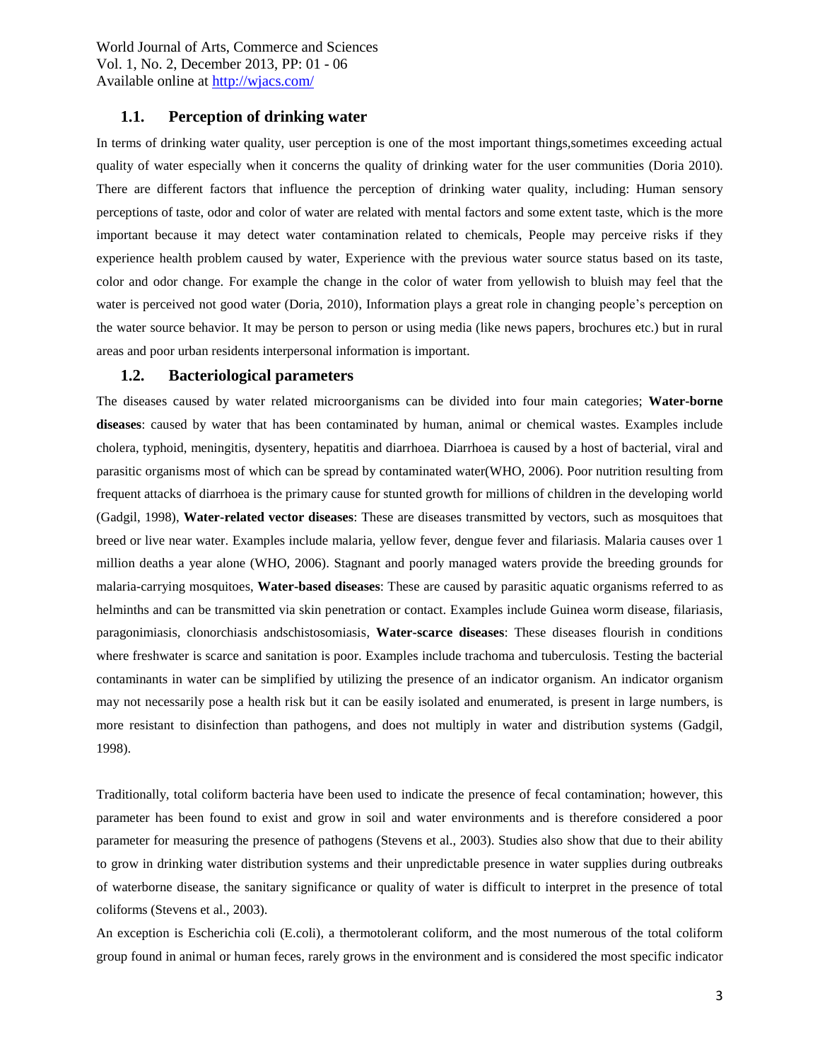### 1.1. Perception of drinking water

In terms of drinking water quality, user perception is one of the most important things,sometimes exceeding actual quality of water especially when it concerns the quality of drinking water for the user communities (Doria 2010). There are different factors that influence the perception of drinking water quality, including: Human sensory perceptions of taste, odor and color of water are related with mental factors and some extent taste, which is the more important because it may detect water contamination related to chemicals, People may perceive risks if they experience health problem caused by water, Experience with the previous water source status based on its taste, color and odor change. For example the change in the color of water from yellowish to bluish may feel that the water is perceived not good water (Doria, 2010), Information plays a great role in changing people's perception on the water source behavior. It may be person to person or using media (like news papers, brochures etc.) but in rural areas and poor urban residents interpersonal information is important.

### 1.2. Bacteriological parameters

The diseases caused by water related microorganisms can be divided into four main categories; **Water-borne diseases**: caused by water that has been contaminated by human, animal or chemical wastes. Examples include cholera, typhoid, meningitis, dysentery, hepatitis and diarrhoea. Diarrhoea is caused by a host of bacterial, viral and parasitic organisms most of which can be spread by contaminated water(WHO, 2006). Poor nutrition resulting from frequent attacks of diarrhoea is the primary cause for stunted growth for millions of children in the developing world (Gadgil, 1998), **Water-related vector diseases**: These are diseases transmitted by vectors, such as mosquitoes that breed or live near water. Examples include malaria, yellow fever, dengue fever and filariasis. Malaria causes over 1 million deaths a year alone (WHO, 2006). Stagnant and poorly managed waters provide the breeding grounds for malaria-carrying mosquitoes, **Water-based diseases**: These are caused by parasitic aquatic organisms referred to as helminths and can be transmitted via skin penetration or contact. Examples include Guinea worm disease, filariasis, paragonimiasis, clonorchiasis andschistosomiasis, **Water-scarce diseases**: These diseases flourish in conditions where freshwater is scarce and sanitation is poor. Examples include trachoma and tuberculosis. Testing the bacterial contaminants in water can be simplified by utilizing the presence of an indicator organism. An indicator organism may not necessarily pose a health risk but it can be easily isolated and enumerated, is present in large numbers, is more resistant to disinfection than pathogens, and does not multiply in water and distribution systems (Gadgil, 1998).

Traditionally, total coliform bacteria have been used to indicate the presence of fecal contamination; however, this parameter has been found to exist and grow in soil and water environments and is therefore considered a poor parameter for measuring the presence of pathogens (Stevens et al., 2003). Studies also show that due to their ability to grow in drinking water distribution systems and their unpredictable presence in water supplies during outbreaks of waterborne disease, the sanitary significance or quality of water is difficult to interpret in the presence of total coliforms (Stevens et al., 2003).

An exception is Escherichia coli (E.coli), a thermotolerant coliform, and the most numerous of the total coliform group found in animal or human feces, rarely grows in the environment and is considered the most specific indicator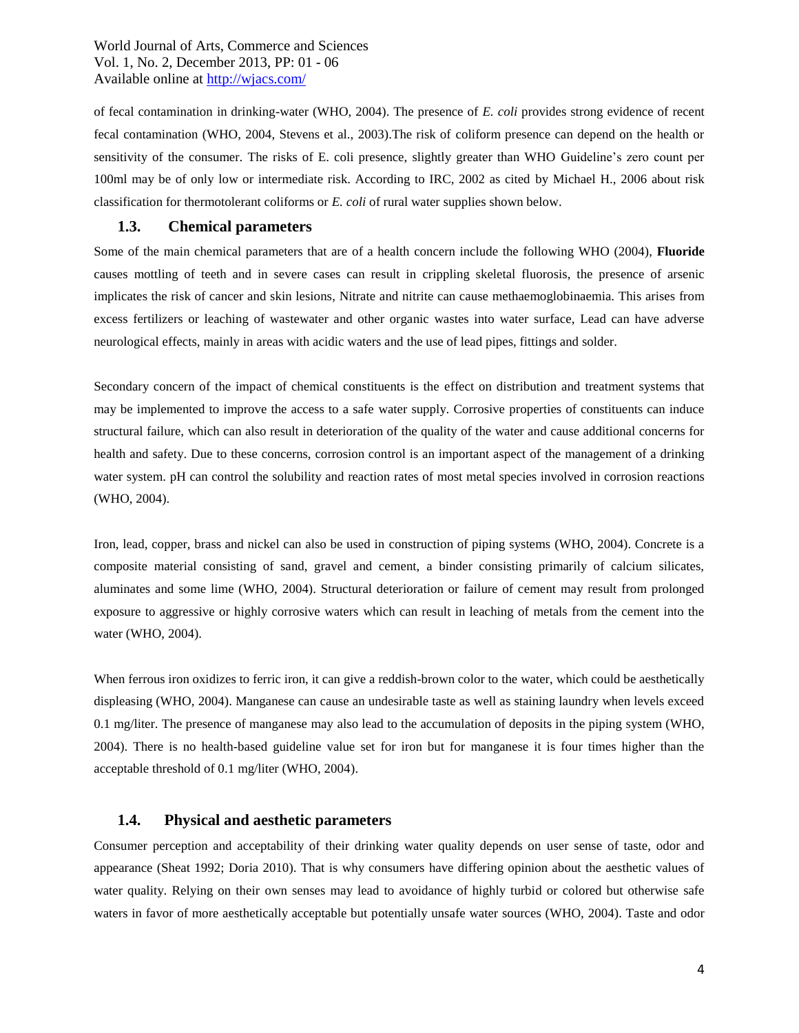of fecal contamination in drinking-water (WHO, 2004). The presence of *E. coli* provides strong evidence of recent fecal contamination (WHO, 2004, Stevens et al., 2003).The risk of coliform presence can depend on the health or sensitivity of the consumer. The risks of E. coli presence, slightly greater than WHO Guideline's zero count per 100ml may be of only low or intermediate risk. According to IRC, 2002 as cited by Michael H., 2006 about risk classification for thermotolerant coliforms or *E. coli* of rural water supplies shown below.

### 1.3. Chemical parameters

Some of the main chemical parameters that are of a health concern include the following WHO (2004), **Fluoride** causes mottling of teeth and in severe cases can result in crippling skeletal fluorosis, the presence of arsenic implicates the risk of cancer and skin lesions, Nitrate and nitrite can cause methaemoglobinaemia. This arises from excess fertilizers or leaching of wastewater and other organic wastes into water surface, Lead can have adverse neurological effects, mainly in areas with acidic waters and the use of lead pipes, fittings and solder.

Secondary concern of the impact of chemical constituents is the effect on distribution and treatment systems that may be implemented to improve the access to a safe water supply. Corrosive properties of constituents can induce structural failure, which can also result in deterioration of the quality of the water and cause additional concerns for health and safety. Due to these concerns, corrosion control is an important aspect of the management of a drinking water system. pH can control the solubility and reaction rates of most metal species involved in corrosion reactions (WHO, 2004).

Iron, lead, copper, brass and nickel can also be used in construction of piping systems (WHO, 2004). Concrete is a composite material consisting of sand, gravel and cement, a binder consisting primarily of calcium silicates, aluminates and some lime (WHO, 2004). Structural deterioration or failure of cement may result from prolonged exposure to aggressive or highly corrosive waters which can result in leaching of metals from the cement into the water (WHO, 2004).

When ferrous iron oxidizes to ferric iron, it can give a reddish-brown color to the water, which could be aesthetically displeasing (WHO, 2004). Manganese can cause an undesirable taste as well as staining laundry when levels exceed 0.1 mg/liter. The presence of manganese may also lead to the accumulation of deposits in the piping system (WHO, 2004). There is no health-based guideline value set for iron but for manganese it is four times higher than the acceptable threshold of 0.1 mg/liter (WHO, 2004).

### 1.4. Physical and aesthetic parameters

Consumer perception and acceptability of their drinking water quality depends on user sense of taste, odor and appearance (Sheat 1992; Doria 2010). That is why consumers have differing opinion about the aesthetic values of water quality. Relying on their own senses may lead to avoidance of highly turbid or colored but otherwise safe waters in favor of more aesthetically acceptable but potentially unsafe water sources (WHO, 2004). Taste and odor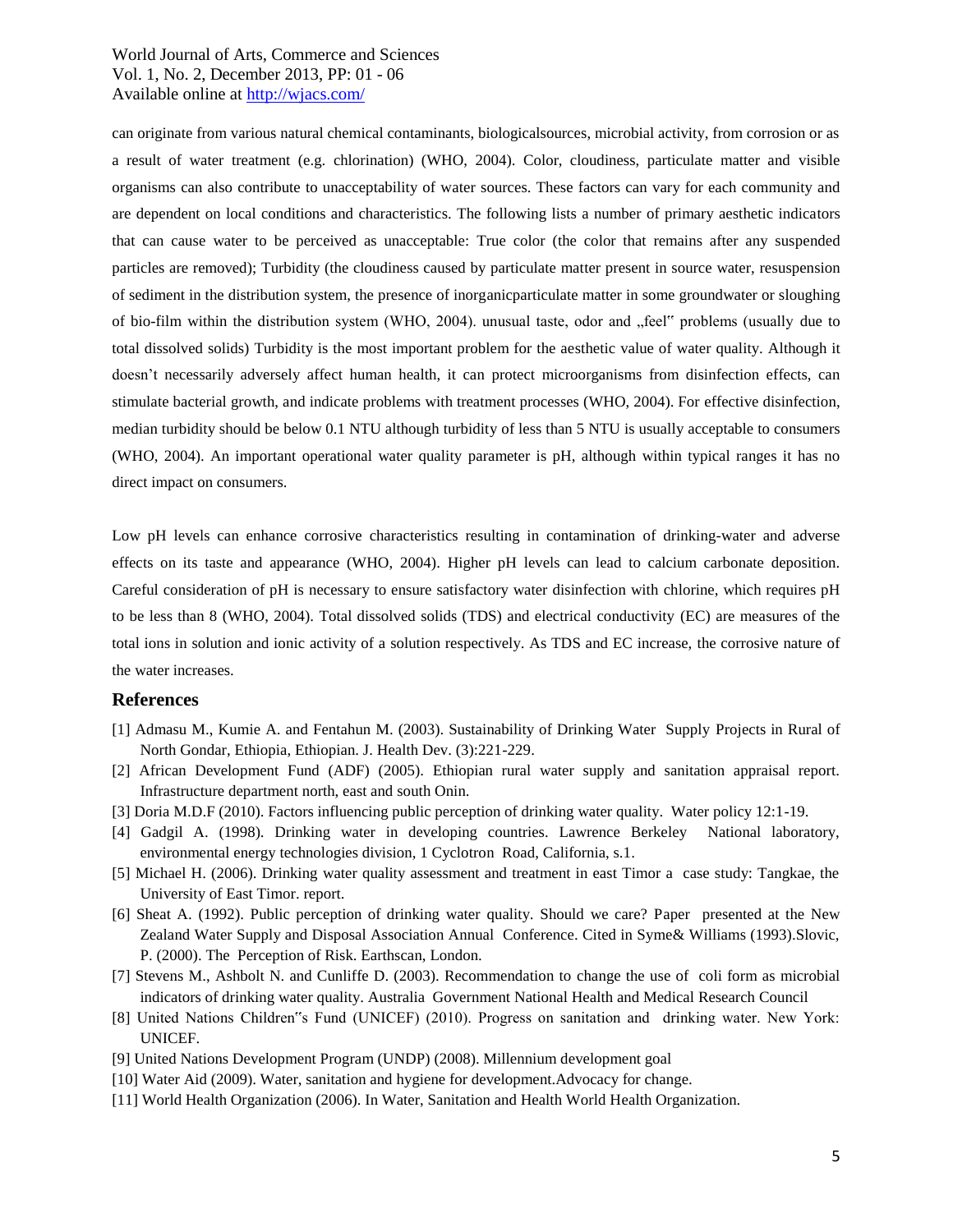can originate from various natural chemical contaminants, biologicalsources, microbial activity, from corrosion or as a result of water treatment (e.g. chlorination) (WHO, 2004). Color, cloudiness, particulate matter and visible organisms can also contribute to unacceptability of water sources. These factors can vary for each community and are dependent on local conditions and characteristics. The following lists a number of primary aesthetic indicators that can cause water to be perceived as unacceptable: True color (the color that remains after any suspended particles are removed); Turbidity (the cloudiness caused by particulate matter present in source water, resuspension of sediment in the distribution system, the presence of inorganicparticulate matter in some groundwater or sloughing of bio-film within the distribution system (WHO, 2004). unusual taste, odor and „feel" problems (usually due to total dissolved solids) Turbidity is the most important problem for the aesthetic value of water quality. Although it doesn't necessarily adversely affect human health, it can protect microorganisms from disinfection effects, can stimulate bacterial growth, and indicate problems with treatment processes (WHO, 2004). For effective disinfection, median turbidity should be below 0.1 NTU although turbidity of less than 5 NTU is usually acceptable to consumers (WHO, 2004). An important operational water quality parameter is pH, although within typical ranges it has no direct impact on consumers.

Low pH levels can enhance corrosive characteristics resulting in contamination of drinking-water and adverse effects on its taste and appearance (WHO, 2004). Higher pH levels can lead to calcium carbonate deposition. Careful consideration of pH is necessary to ensure satisfactory water disinfection with chlorine, which requires pH to be less than 8 (WHO, 2004). Total dissolved solids (TDS) and electrical conductivity (EC) are measures of the total ions in solution and ionic activity of a solution respectively. As TDS and EC increase, the corrosive nature of the water increases.

## References

[1] Admasu M., Kumie A. and Fentahun M. (2003). Sustainability of Drinking Water Supply Projects in Rural of North Gondar, Ethiopia, Ethiopian. J. Health Dev. (3):221-229.

[2] African Development Fund (ADF) (2005). Ethiopian rural water supply and sanitation appraisal report. Infrastructure department north, east and south Onin.

[3] Doria M.D.F (2010). Factors influencing public perception of drinking water quality. Water policy 12:1-19.

[4] Gadgil A. (1998). Drinking water in developing countries. Lawrence Berkeley National laboratory, environmental energy technologies division, 1 Cyclotron Road, California, s.1.

[5] Michael H. (2006). Drinking water quality assessment and treatment in east Timor a case study: Tangkae, the University of East Timor. report.

[6] Sheat A. (1992). Public perception of drinking water quality. Should we care? Paper presented at the New Zealand Water Supply and Disposal Association Annual Conference. Cited in Syme& Williams (1993).Slovic, P. (2000). The Perception of Risk. Earthscan, London.

[7] Stevens M., Ashbolt N. and Cunliffe D. (2003). Recommendation to change the use of coli form as microbial indicators of drinking water quality. Australia Government National Health and Medical Research Council

[8] United Nations Children"s Fund (UNICEF) (2010). Progress on sanitation and drinking water. New York: UNICEF.

[9] United Nations Development Program (UNDP) (2008). Millennium development goal

[10] Water Aid (2009). Water, sanitation and hygiene for development.Advocacy for change.

[11] World Health Organization (2006). In Water, Sanitation and Health World Health Organization.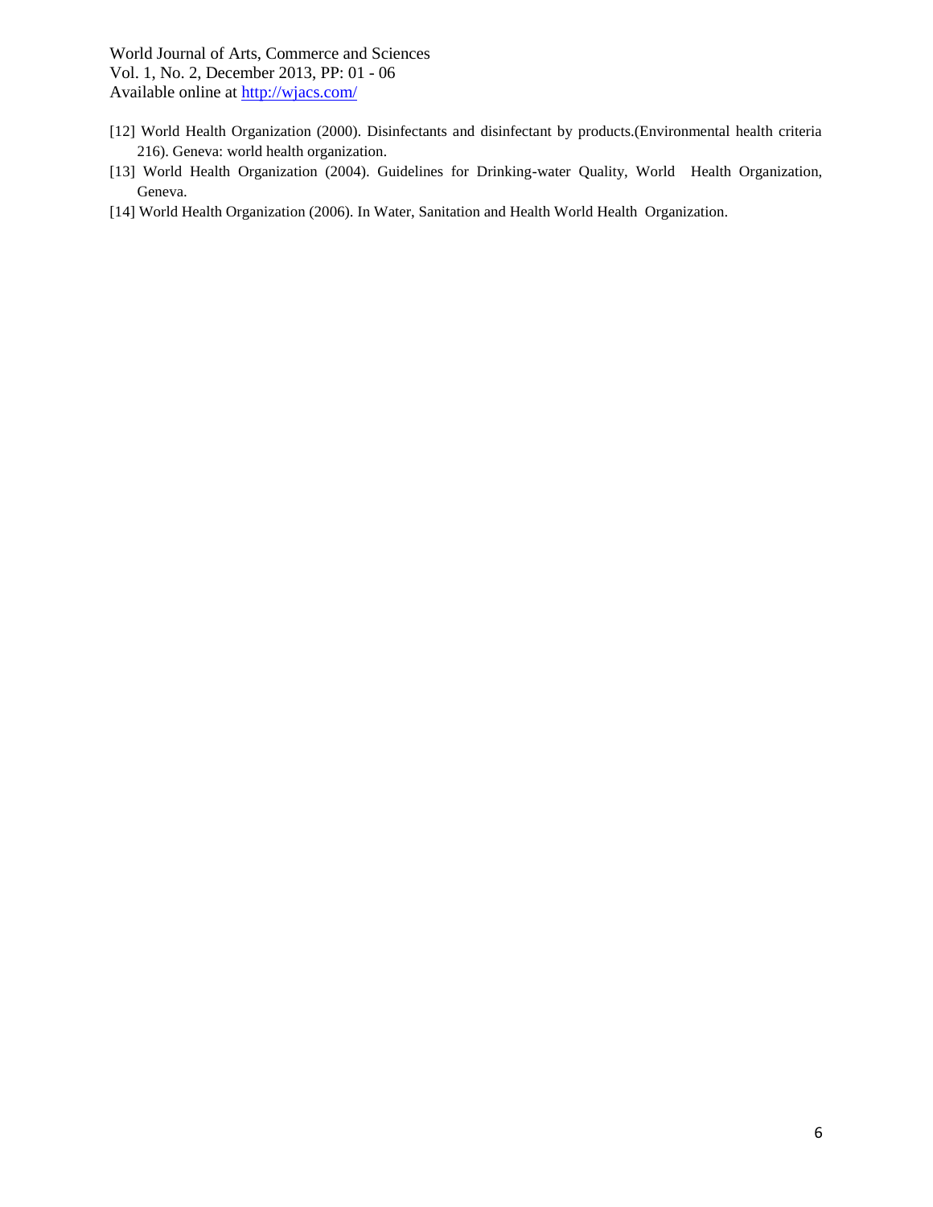[12] World Health Organization (2000). Disinfectants and disinfectant by products.(Environmental health criteria 216). Geneva: world health organization.

[13] World Health Organization (2004). Guidelines for Drinking-water Quality, World Health Organization, Geneva.

[14] World Health Organization (2006). In Water, Sanitation and Health World Health Organization.